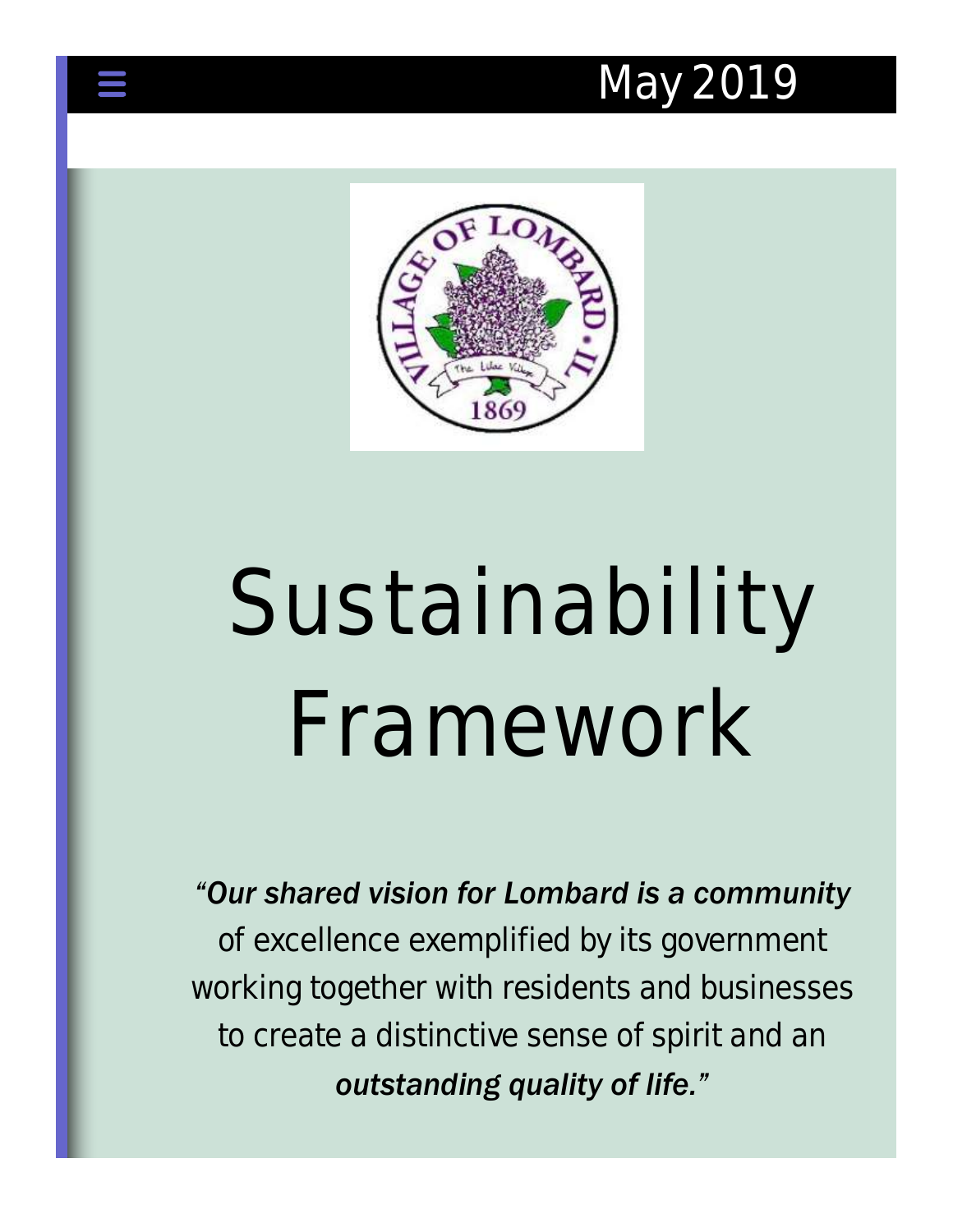May 2019

# Sustainability Framework

*"Our shared vision for Lombard is a community* of excellence exemplified by its government working together with residents and businesses to create a distinctive sense of spirit and an *outstanding quality of life."*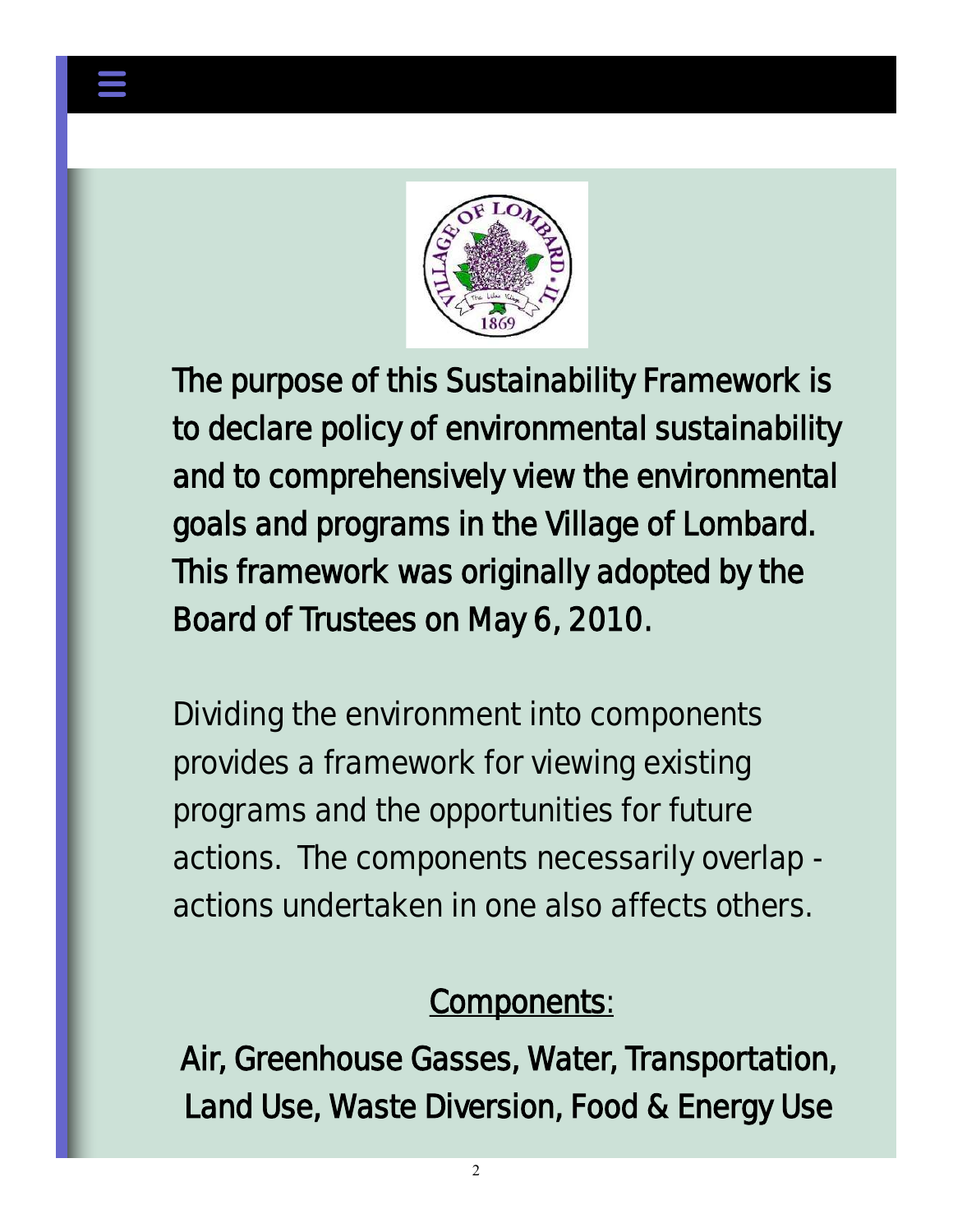**The purpose of this Sustainability Framework is to declare policy of environmental sustainability and to comprehensively view the environmental goals and programs in the Village of Lombard. This framework was originally adopted by the Board of Trustees on May 6, 2010.**

Dividing the environment into components provides a framework for viewing existing programs and the opportunities for future actions. The components necessarily overlap - actions undertaken in one also affects others.

## Components:

**Air, Greenhouse Gasses, Water, Transportation, Land Use, Waste Diversion, Food & Energy Use**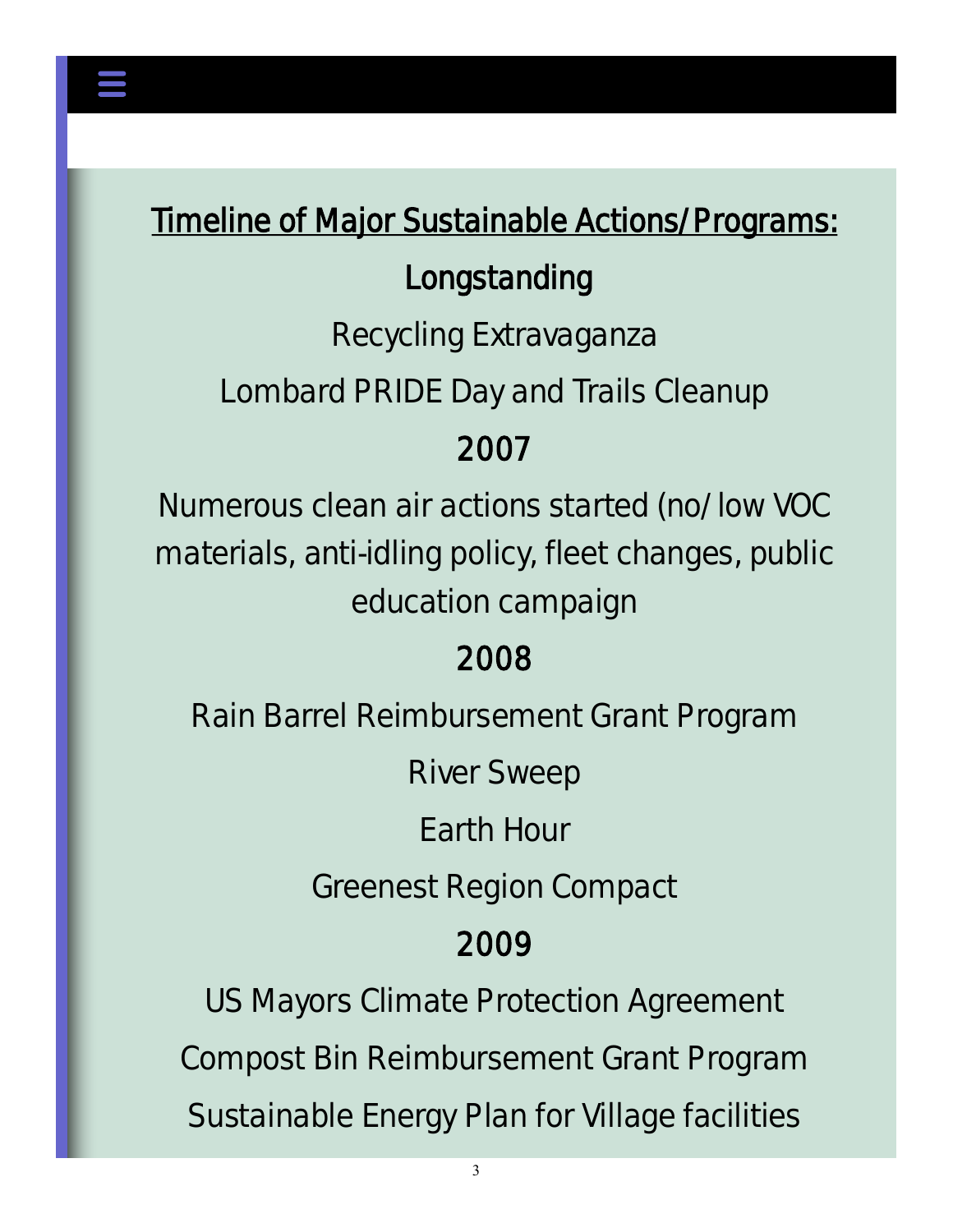## Timeline of Major Sustainable Actions/Programs:

### Longstanding

Recycling Extravaganza

Lombard PRIDE Day and Trails Cleanup

### 2007

Numerous clean air actions started (no/low VOC materials, anti-idling policy, fleet changes, public education campaign

### 2008

Rain Barrel Reimbursement Grant Program

River Sweep

Earth Hour

Greenest Region Compact

### 2009

US Mayors Climate Protection Agreement

Compost Bin Reimbursement Grant Program

Sustainable Energy Plan for Village facilities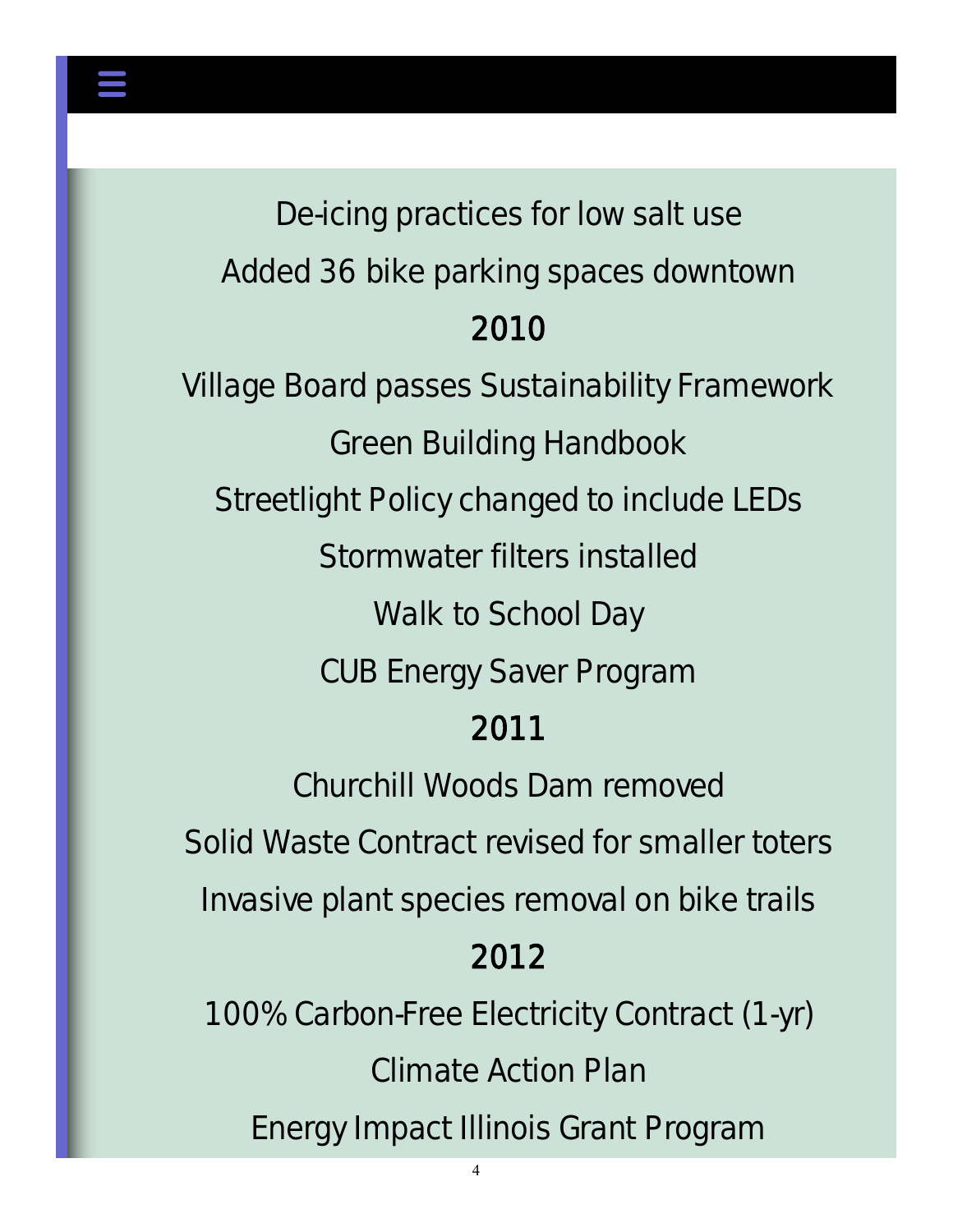De-icing practices for low salt use

Added 36 bike parking spaces downtown

## 2010

Village Board passes Sustainability Framework

Green Building Handbook

Streetlight Policy changed to include LEDs

Stormwater filters installed

Walk to School Day

CUB Energy Saver Program

## 2011

Churchill Woods Dam removed

Solid Waste Contract revised for smaller toters

Invasive plant species removal on bike trails

## 2012

100% Carbon-Free Electricity Contract (1-yr)

Climate Action Plan

Energy Impact Illinois Grant Program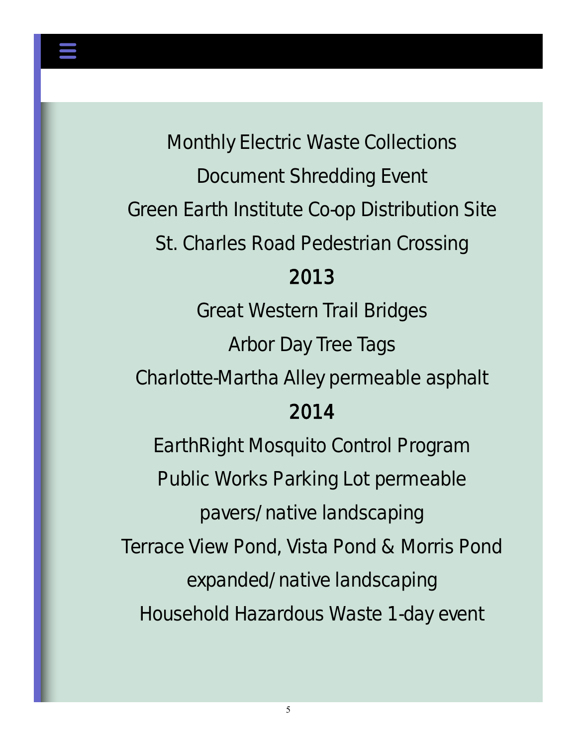Monthly Electric Waste Collections

Document Shredding Event

Green Earth Institute Co-op Distribution Site

St. Charles Road Pedestrian Crossing

## 2013

Great Western Trail Bridges

Arbor Day Tree Tags

Charlotte-Martha Alley permeable asphalt

## 2014

EarthRight Mosquito Control Program

Public Works Parking Lot permeable pavers/native landscaping

Terrace View Pond, Vista Pond & Morris Pond expanded/native landscaping

Household Hazardous Waste 1-day event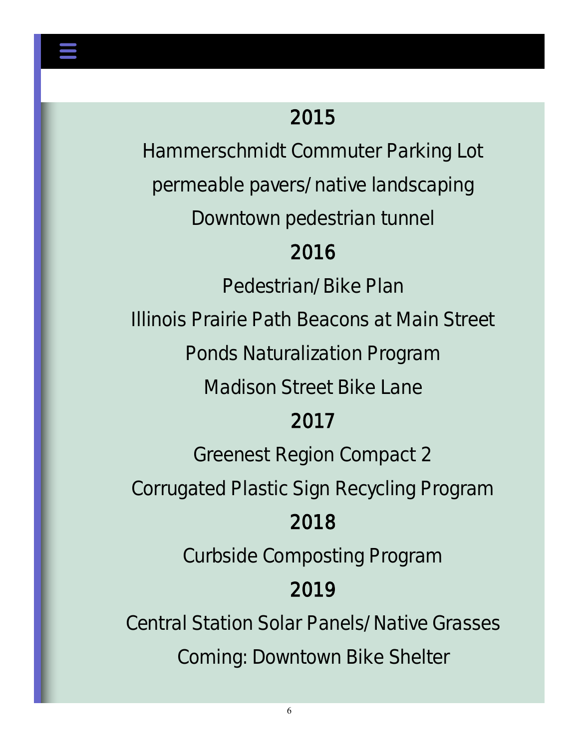## 2015

Hammerschmidt Commuter Parking Lot

permeable pavers/native landscaping

Downtown pedestrian tunnel

## 2016

Pedestrian/Bike Plan

Illinois Prairie Path Beacons at Main Street

Ponds Naturalization Program

Madison Street Bike Lane

## 2017

Greenest Region Compact 2

Corrugated Plastic Sign Recycling Program

## 2018

Curbside Composting Program

## 2019

Central Station Solar Panels/Native Grasses

Coming: Downtown Bike Shelter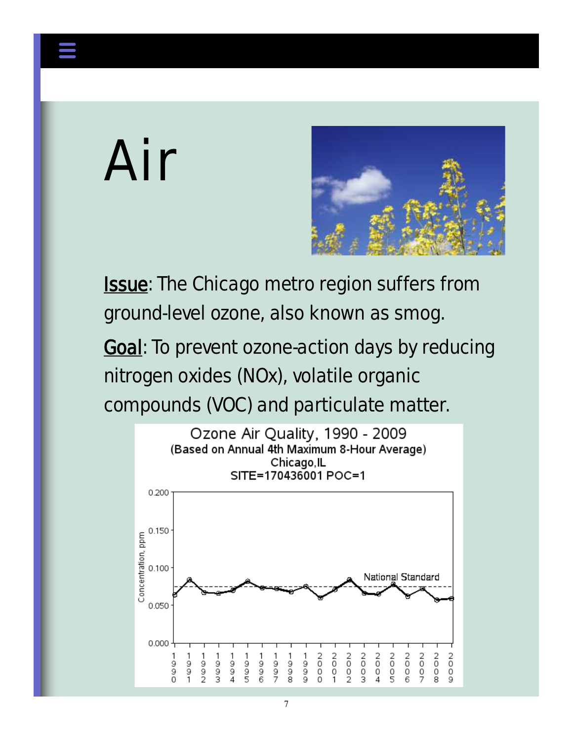# Air

<u>Issue</u>: The Chicago metro region suffers from ground-level ozone, also known as smog.

<u>Goal</u>: To prevent ozone-action days by reducing nitrogen oxides (NOx), volatile organic compounds (VOC) and particulate matter.

Ozone Air Quality, 1990 - 2009
(Based on Annual 4th Maximum 8-Hour Average)
Chicago,IL
SITE=170436001 POC=1

Concentration, ppm

0.200
0.150
0.100
0.050
0.000

National Standard

1990 1991 1992 1993 1994 1995 1996 1997 1998 1999 2000 2001 2002 2003 2004 2005 2006 2007 2008 2009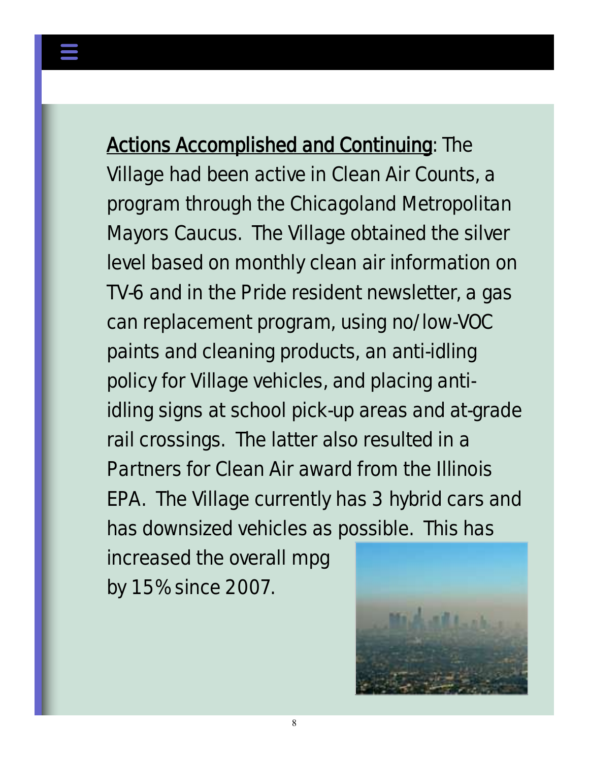<u>Actions Accomplished and Continuing</u>: The Village had been active in Clean Air Counts, a program through the Chicagoland Metropolitan Mayors Caucus. The Village obtained the silver level based on monthly clean air information on TV-6 and in the Pride resident newsletter, a gas can replacement program, using no/low-VOC paints and cleaning products, an anti-idling policy for Village vehicles, and placing anti-idling signs at school pick-up areas and at-grade rail crossings. The latter also resulted in a Partners for Clean Air award from the Illinois EPA. The Village currently has 3 hybrid cars and has downsized vehicles as possible. This has increased the overall mpg by 15% since 2007.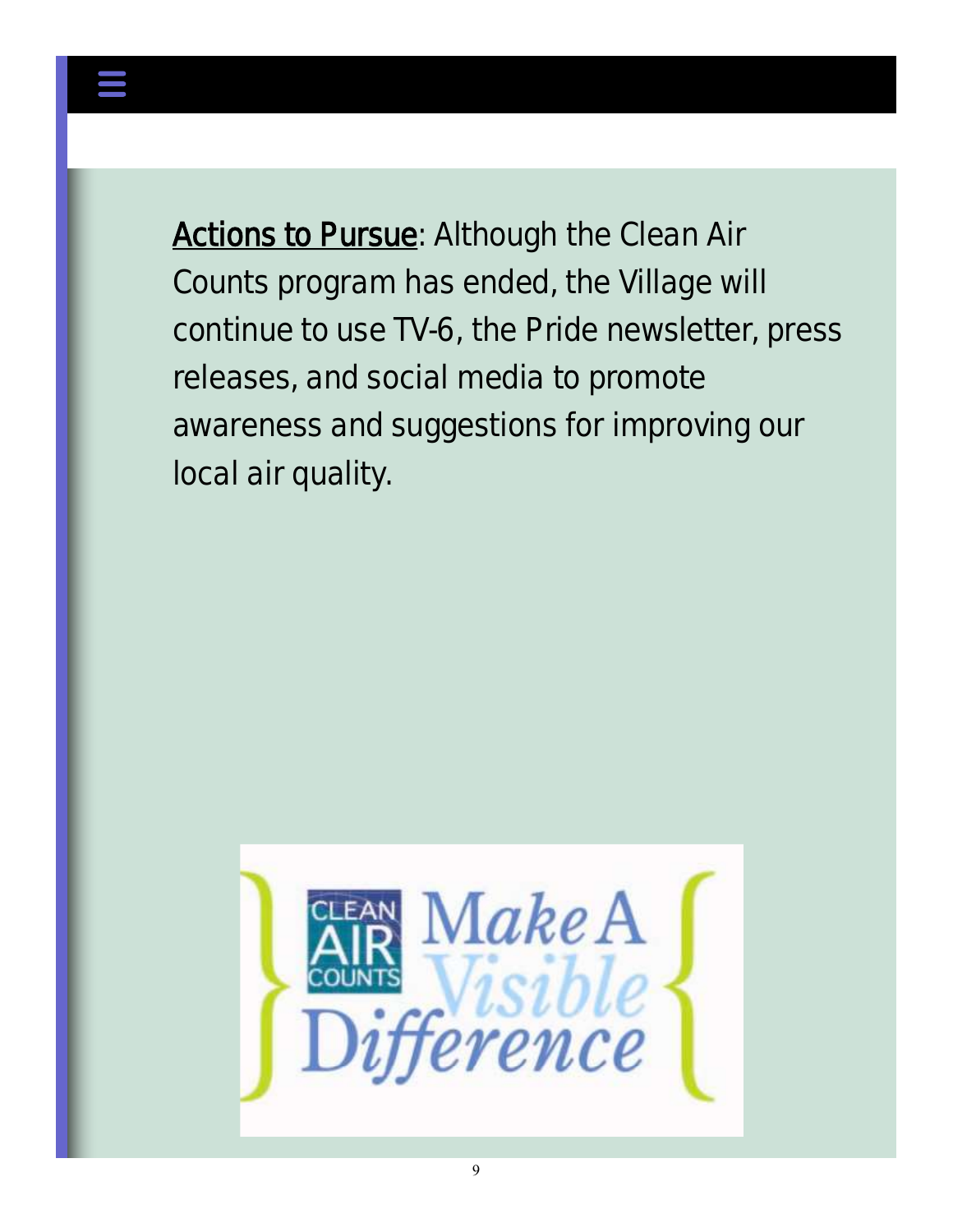<u>Actions to Pursue</u>: Although the Clean Air Counts program has ended, the Village will continue to use TV-6, the Pride newsletter, press releases, and social media to promote awareness and suggestions for improving our local air quality.

CLEAN AIR COUNTS

Make A Visible Difference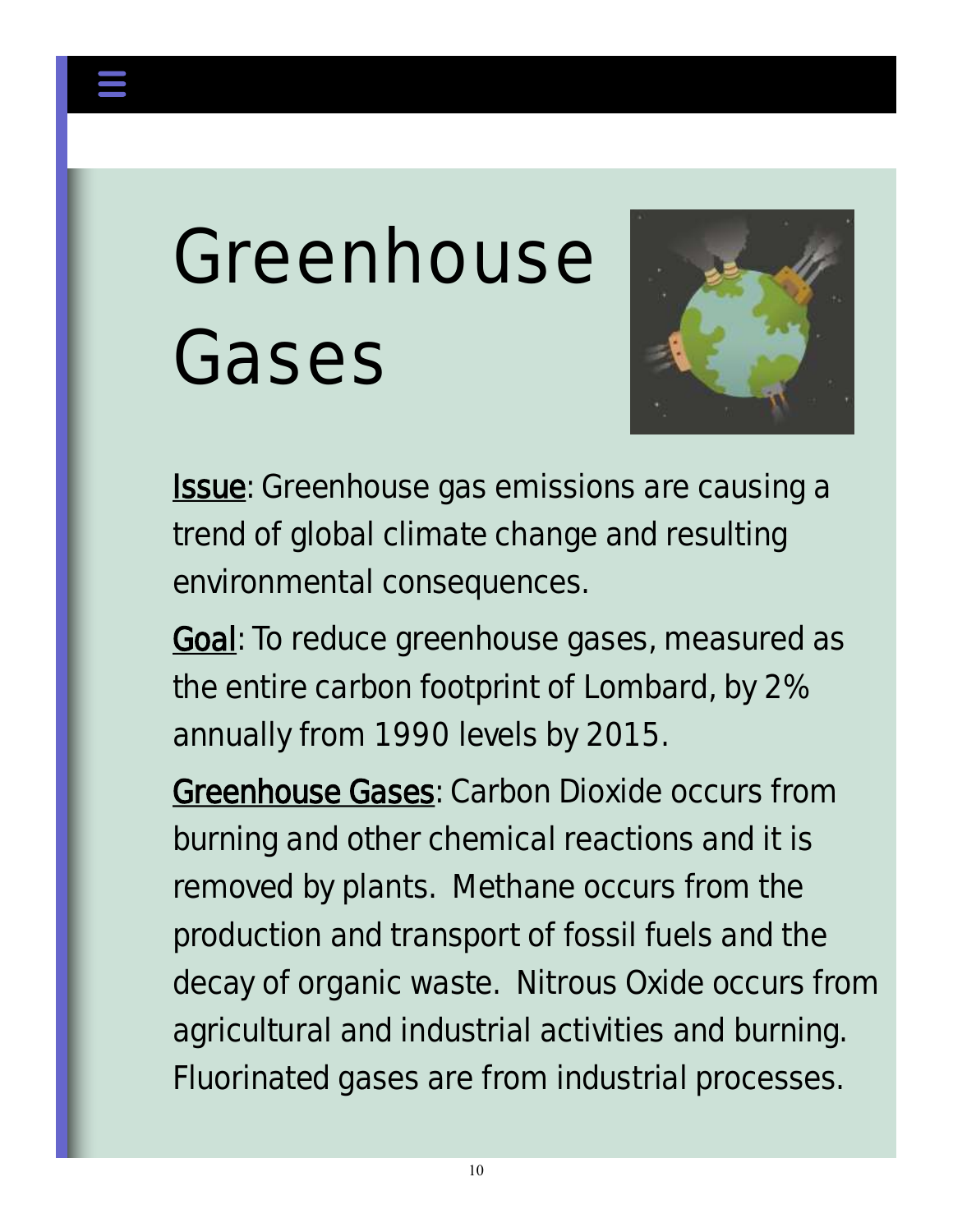# Greenhouse Gases

Issue: Greenhouse gas emissions are causing a trend of global climate change and resulting environmental consequences.

Goal: To reduce greenhouse gases, measured as the entire carbon footprint of Lombard, by 2% annually from 1990 levels by 2015.

Greenhouse Gases: Carbon Dioxide occurs from burning and other chemical reactions and it is removed by plants. Methane occurs from the production and transport of fossil fuels and the decay of organic waste. Nitrous Oxide occurs from agricultural and industrial activities and burning. Fluorinated gases are from industrial processes.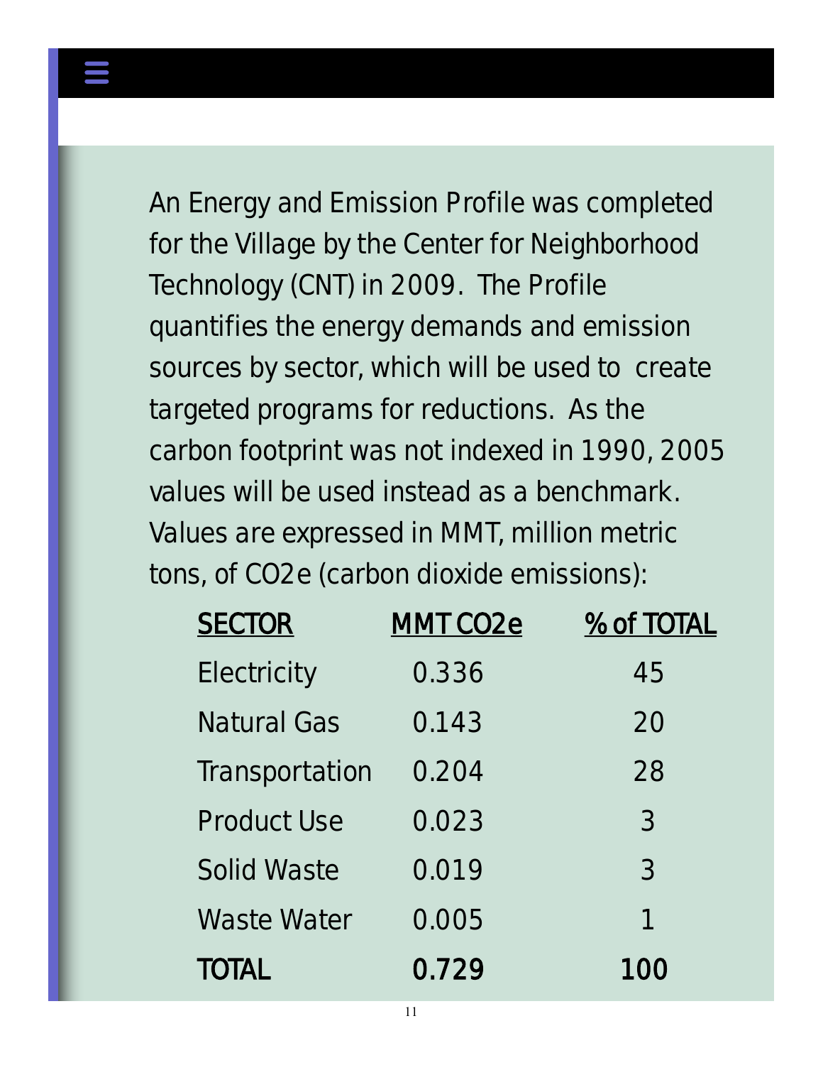An Energy and Emission Profile was completed for the Village by the Center for Neighborhood Technology (CNT) in 2009. The Profile quantifies the energy demands and emission sources by sector, which will be used to create targeted programs for reductions. As the carbon footprint was not indexed in 1990, 2005 values will be used instead as a benchmark. Values are expressed in MMT, million metric tons, of $CO_2e$ (carbon dioxide emissions):

| SECTOR | MMT $CO_2e$ | % of TOTAL |
|---|---|---|
| Electricity | 0.336 | 45 |
| Natural Gas | 0.143 | 20 |
| Transportation | 0.204 | 28 |
| Product Use | 0.023 | 3 |
| Solid Waste | 0.019 | 3 |
| Waste Water | 0.005 | 1 |
| **TOTAL** | **0.729** | **100** |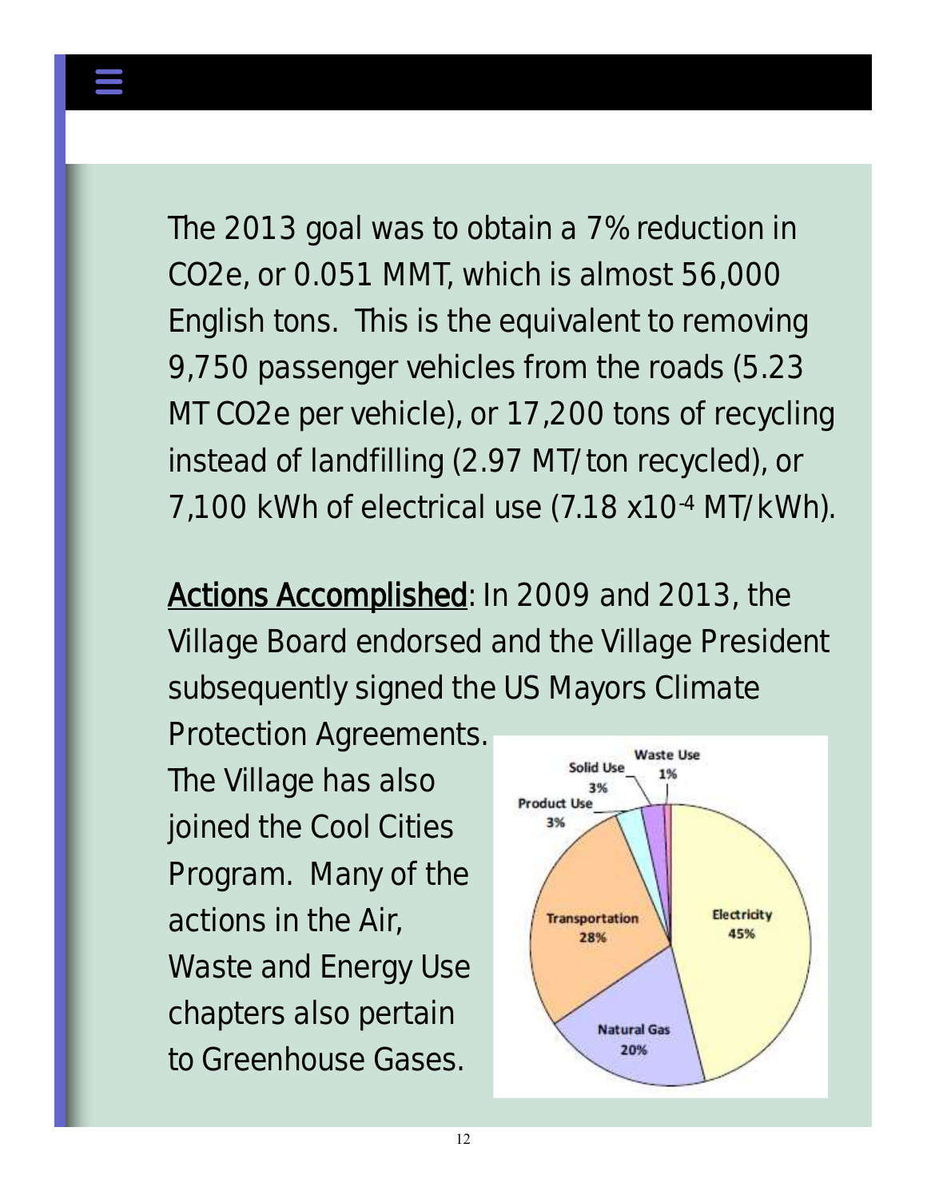The 2013 goal was to obtain a 7% reduction in CO2e, or 0.051 MMT, which is almost 56,000 English tons. This is the equivalent to removing 9,750 passenger vehicles from the roads (5.23 MT CO2e per vehicle), or 17,200 tons of recycling instead of landfilling (2.97 MT/ton recycled), or 7,100 kWh of electrical use ($7.18 \times 10^{-4}$ MT/kWh).

<u>Actions Accomplished</u>: In 2009 and 2013, the Village Board endorsed and the Village President subsequently signed the US Mayors Climate Protection Agreements. The Village has also joined the Cool Cities Program. Many of the actions in the Air, Waste and Energy Use chapters also pertain to Greenhouse Gases.

Waste Use 1%
Solid Use 3%
Product Use 3%
Transportation 28%
Electricity 45%
Natural Gas 20%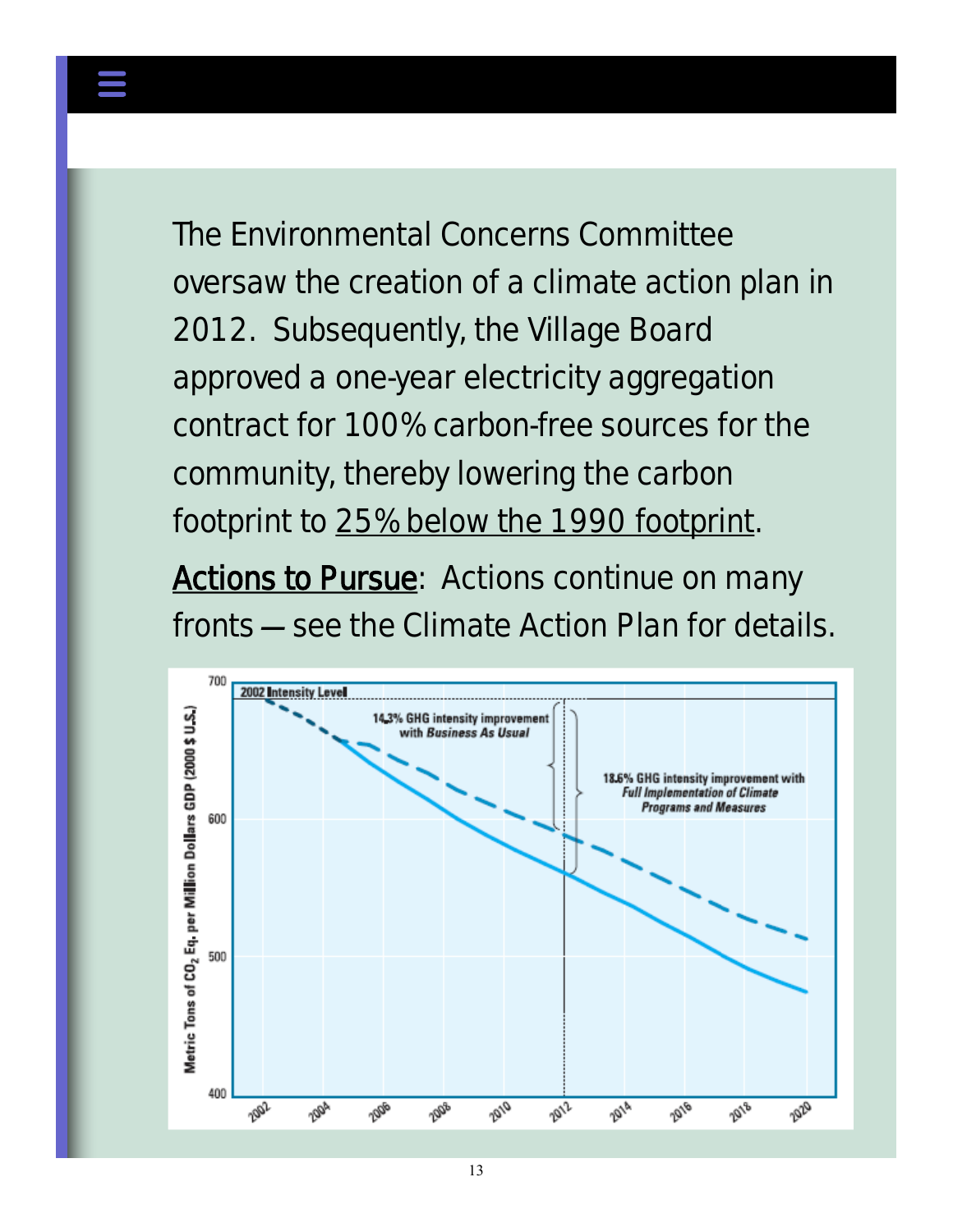The Environmental Concerns Committee oversaw the creation of a climate action plan in 2012. Subsequently, the Village Board approved a one-year electricity aggregation contract for 100% carbon-free sources for the community, thereby lowering the carbon footprint to 25% below the 1990 footprint.

Actions to Pursue: Actions continue on many fronts — see the Climate Action Plan for details.

Metric Tons of $CO_2$ Eq. per Million Dollars GDP (2000 $ U.S.)

700
600
500
400

2002 Intensity Level

14.3% GHG intensity improvement with *Business As Usual*

18.6% GHG intensity improvement with *Full Implementation of Climate Programs and Measures*

2002 2004 2006 2008 2010 2012 2014 2016 2018 2020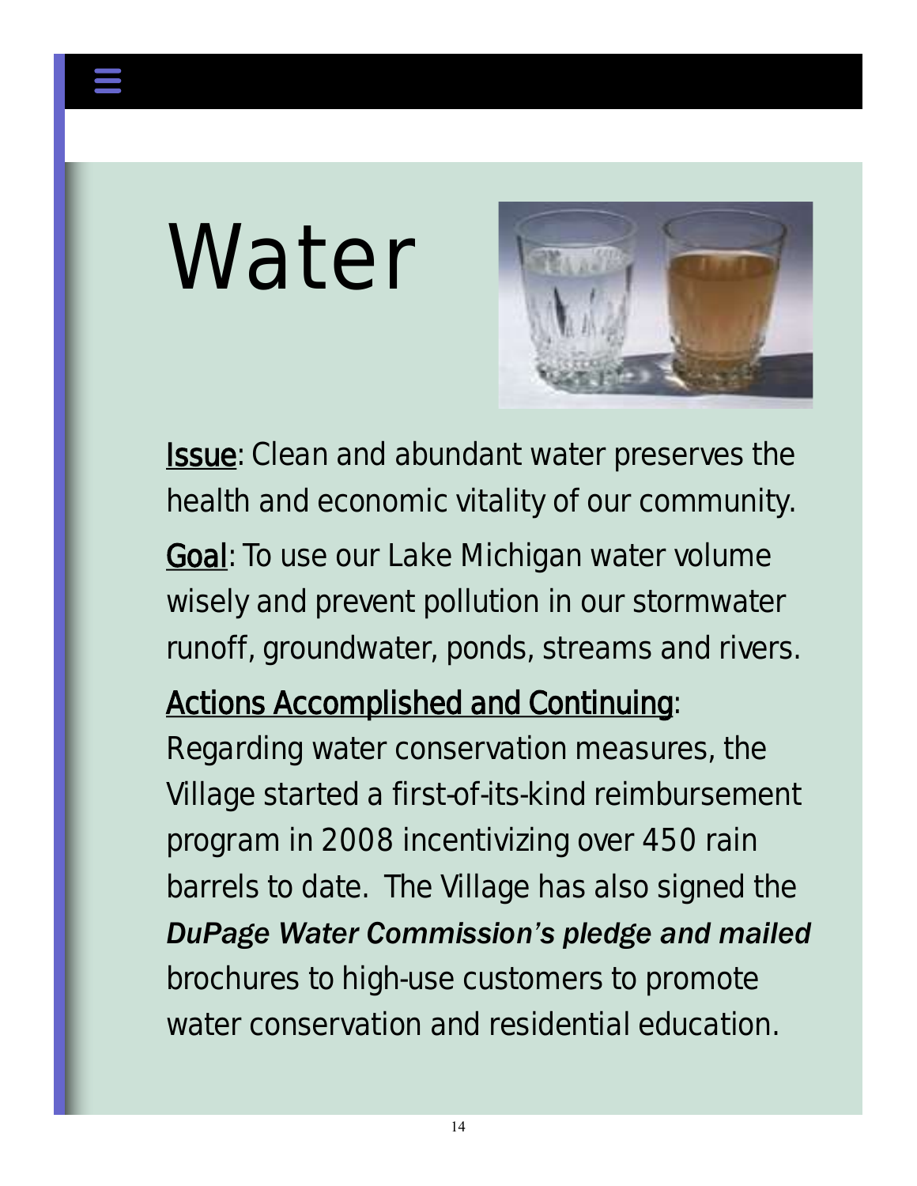# Water

Issue: Clean and abundant water preserves the health and economic vitality of our community.

Goal: To use our Lake Michigan water volume wisely and prevent pollution in our stormwater runoff, groundwater, ponds, streams and rivers.

Actions Accomplished and Continuing:

Regarding water conservation measures, the Village started a first-of-its-kind reimbursement program in 2008 incentivizing over 450 rain barrels to date. The Village has also signed the *DuPage Water Commission's pledge and mailed* brochures to high-use customers to promote water conservation and residential education.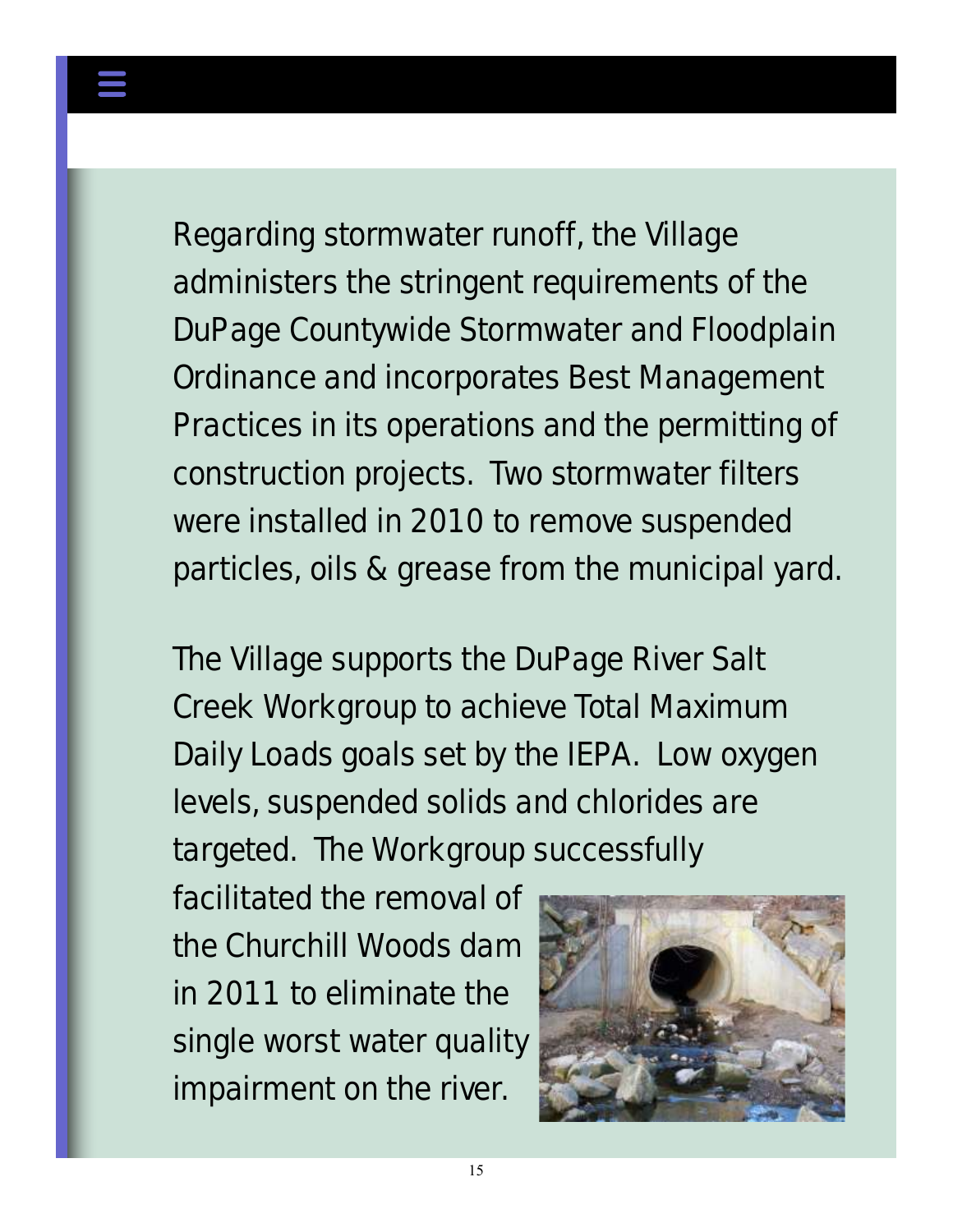Regarding stormwater runoff, the Village administers the stringent requirements of the DuPage Countywide Stormwater and Floodplain Ordinance and incorporates Best Management Practices in its operations and the permitting of construction projects. Two stormwater filters were installed in 2010 to remove suspended particles, oils & grease from the municipal yard.

The Village supports the DuPage River Salt Creek Workgroup to achieve Total Maximum Daily Loads goals set by the IEPA. Low oxygen levels, suspended solids and chlorides are targeted. The Workgroup successfully facilitated the removal of the Churchill Woods dam in 2011 to eliminate the single worst water quality impairment on the river.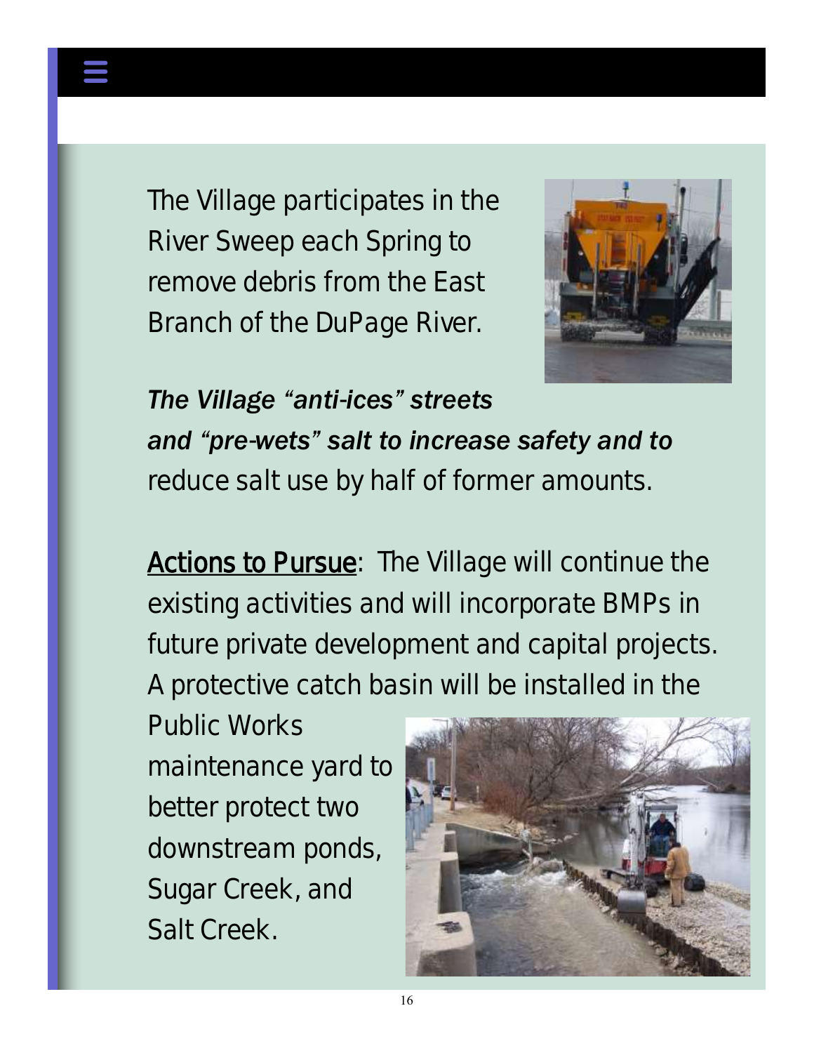The Village participates in the River Sweep each Spring to remove debris from the East Branch of the DuPage River.

*The Village "anti-ices" streets and "pre-wets" salt to increase safety and to* reduce salt use by half of former amounts.

Actions to Pursue: The Village will continue the existing activities and will incorporate BMPs in future private development and capital projects. A protective catch basin will be installed in the Public Works maintenance yard to better protect two downstream ponds, Sugar Creek, and Salt Creek.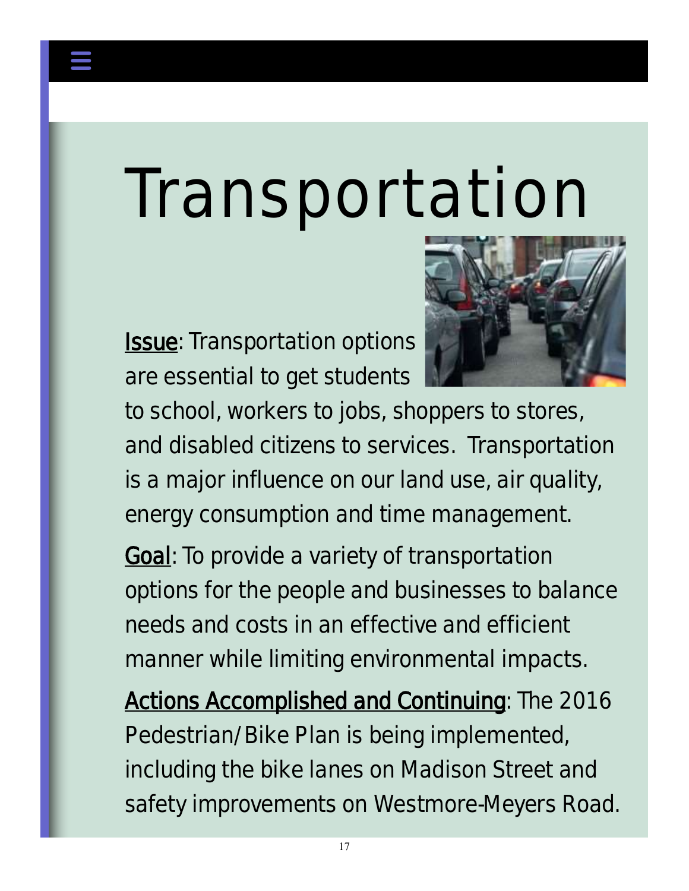# Transportation

Issue: Transportation options are essential to get students to school, workers to jobs, shoppers to stores, and disabled citizens to services. Transportation is a major influence on our land use, air quality, energy consumption and time management.

Goal: To provide a variety of transportation options for the people and businesses to balance needs and costs in an effective and efficient manner while limiting environmental impacts.

Actions Accomplished and Continuing: The 2016 Pedestrian/Bike Plan is being implemented, including the bike lanes on Madison Street and safety improvements on Westmore-Meyers Road.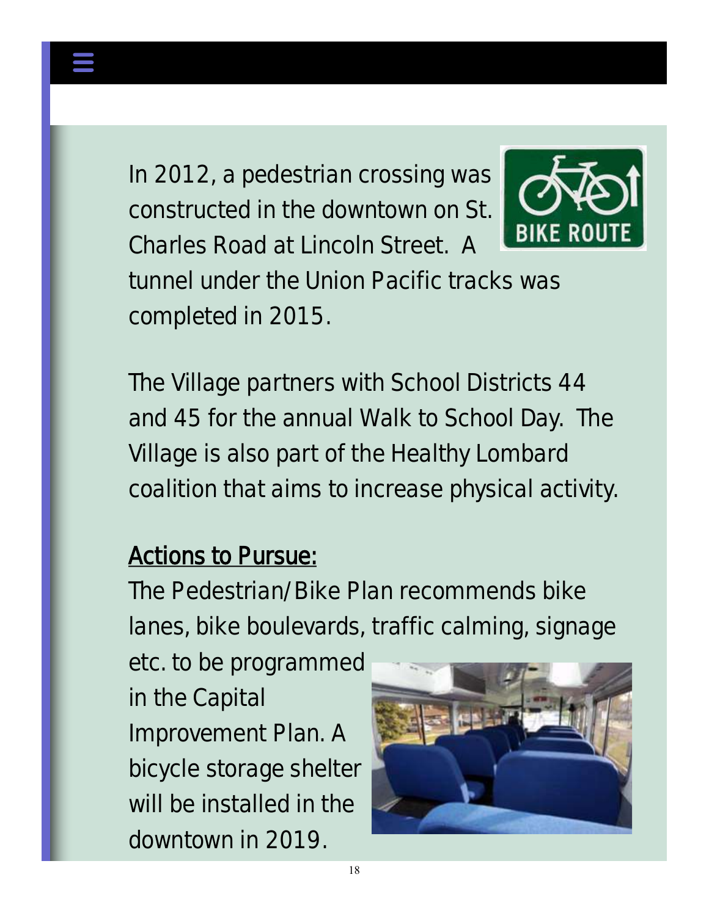In 2012, a pedestrian crossing was constructed in the downtown on St. Charles Road at Lincoln Street. A tunnel under the Union Pacific tracks was completed in 2015.

The Village partners with School Districts 44 and 45 for the annual Walk to School Day. The Village is also part of the Healthy Lombard coalition that aims to increase physical activity.

<u>Actions to Pursue:</u>

The Pedestrian/Bike Plan recommends bike lanes, bike boulevards, traffic calming, signage etc. to be programmed in the Capital Improvement Plan. A bicycle storage shelter will be installed in the downtown in 2019.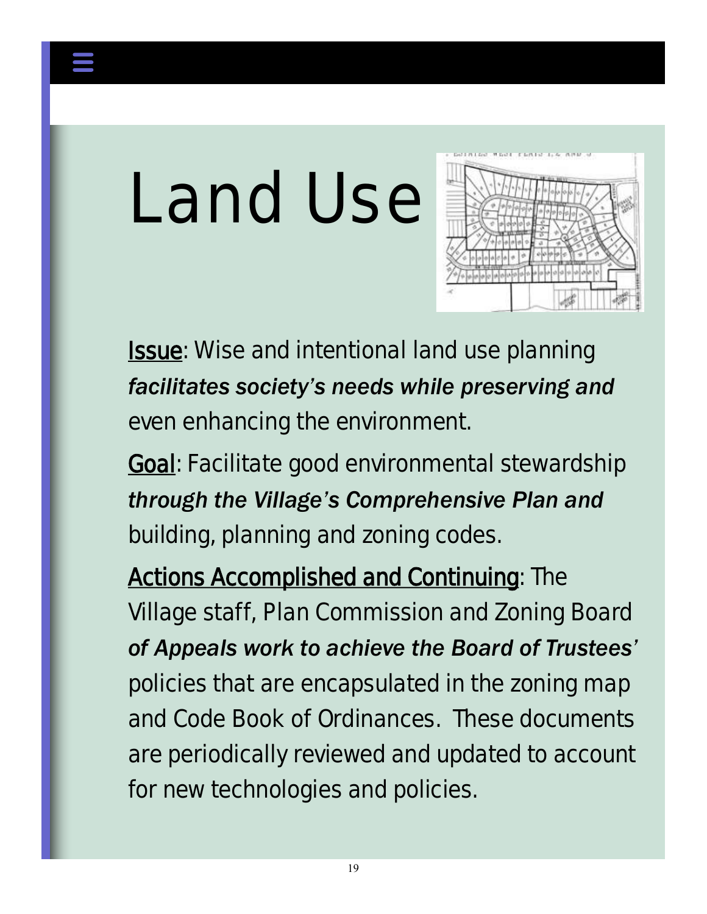# Land Use

<u>Issue</u>: Wise and intentional land use planning *facilitates society's needs while preserving and* even enhancing the environment.

<u>Goal</u>: Facilitate good environmental stewardship *through the Village's Comprehensive Plan and* building, planning and zoning codes.

<u>Actions Accomplished and Continuing</u>: The Village staff, Plan Commission and Zoning Board *of Appeals work to achieve the Board of Trustees'* policies that are encapsulated in the zoning map and Code Book of Ordinances. These documents are periodically reviewed and updated to account for new technologies and policies.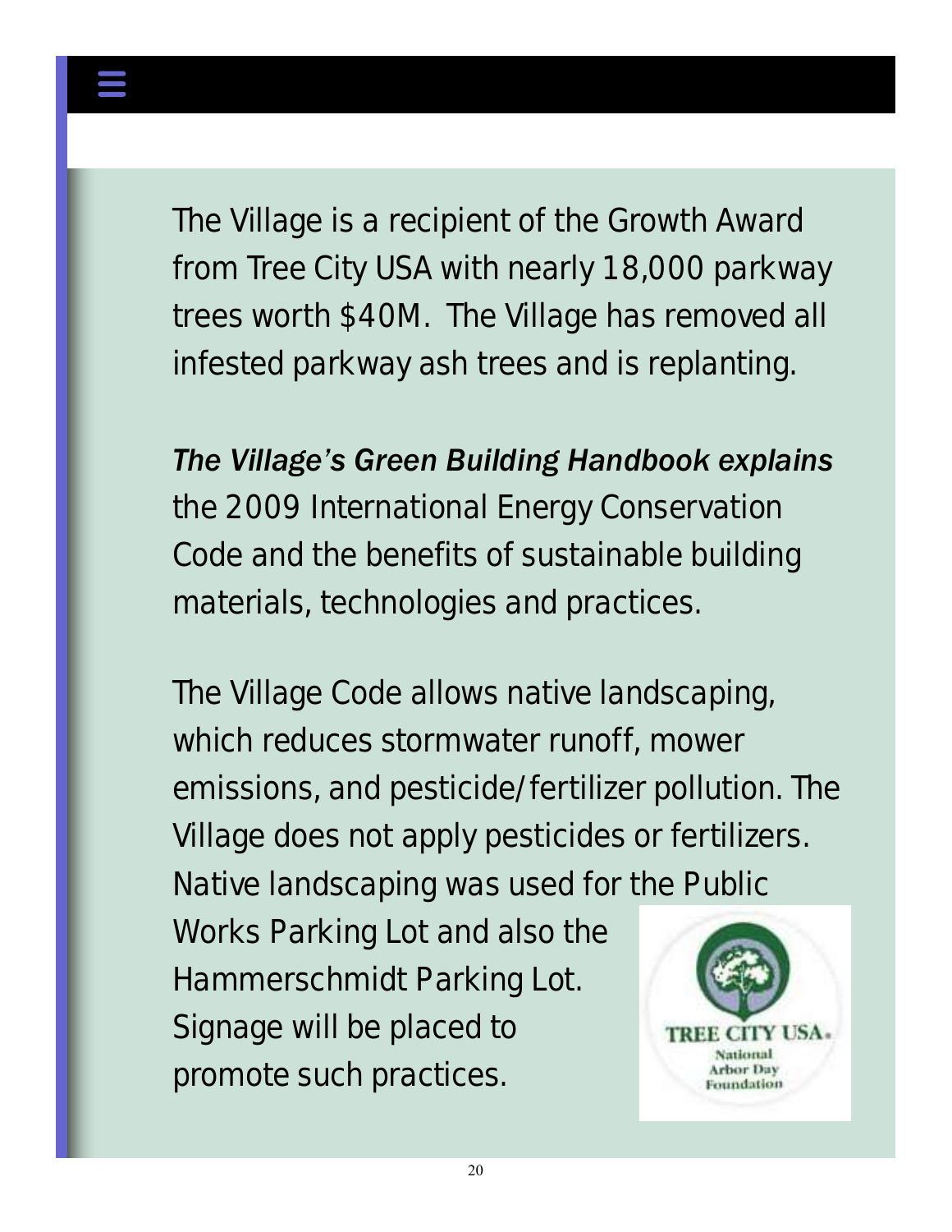The Village is a recipient of the Growth Award from Tree City USA with nearly 18,000 parkway trees worth $40M. The Village has removed all infested parkway ash trees and is replanting.

*The Village's Green Building Handbook explains* the 2009 International Energy Conservation Code and the benefits of sustainable building materials, technologies and practices.

The Village Code allows native landscaping, which reduces stormwater runoff, mower emissions, and pesticide/fertilizer pollution. The Village does not apply pesticides or fertilizers. Native landscaping was used for the Public Works Parking Lot and also the Hammerschmidt Parking Lot. Signage will be placed to promote such practices.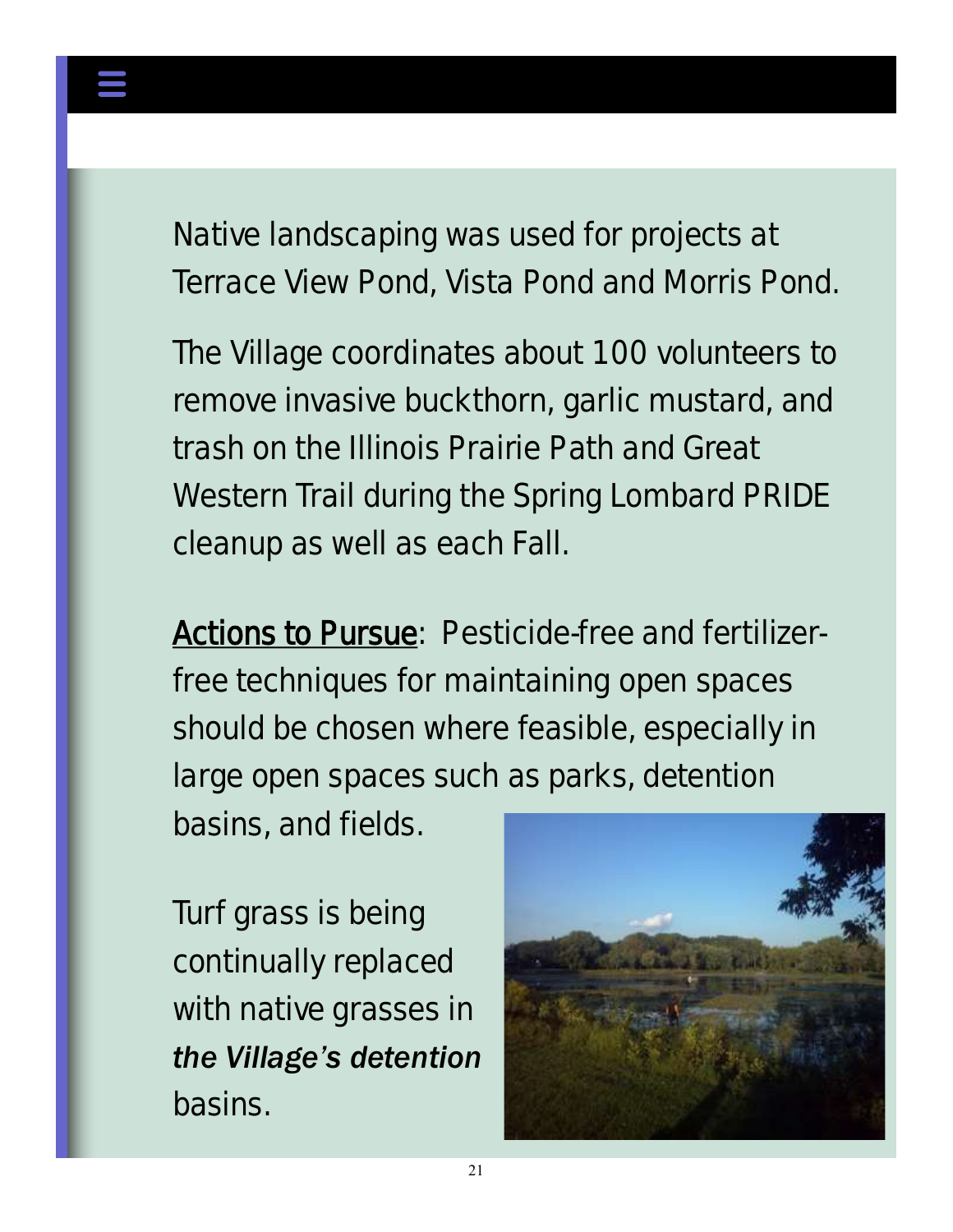Native landscaping was used for projects at Terrace View Pond, Vista Pond and Morris Pond.

The Village coordinates about 100 volunteers to remove invasive buckthorn, garlic mustard, and trash on the Illinois Prairie Path and Great Western Trail during the Spring Lombard PRIDE cleanup as well as each Fall.

Actions to Pursue: Pesticide-free and fertilizer-free techniques for maintaining open spaces should be chosen where feasible, especially in large open spaces such as parks, detention basins, and fields.

Turf grass is being continually replaced with native grasses in *the Village's detention* basins.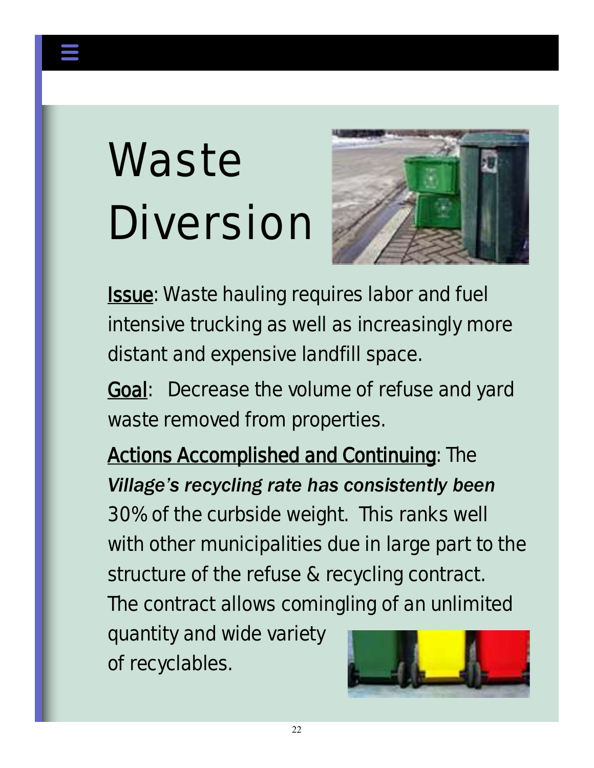# Waste Diversion

<u>Issue</u>: Waste hauling requires labor and fuel intensive trucking as well as increasingly more distant and expensive landfill space.

<u>Goal</u>: Decrease the volume of refuse and yard waste removed from properties.

<u>Actions Accomplished and Continuing</u>: The ***Village's recycling rate has consistently been*** 30% of the curbside weight. This ranks well with other municipalities due in large part to the structure of the refuse & recycling contract. The contract allows comingling of an unlimited quantity and wide variety of recyclables.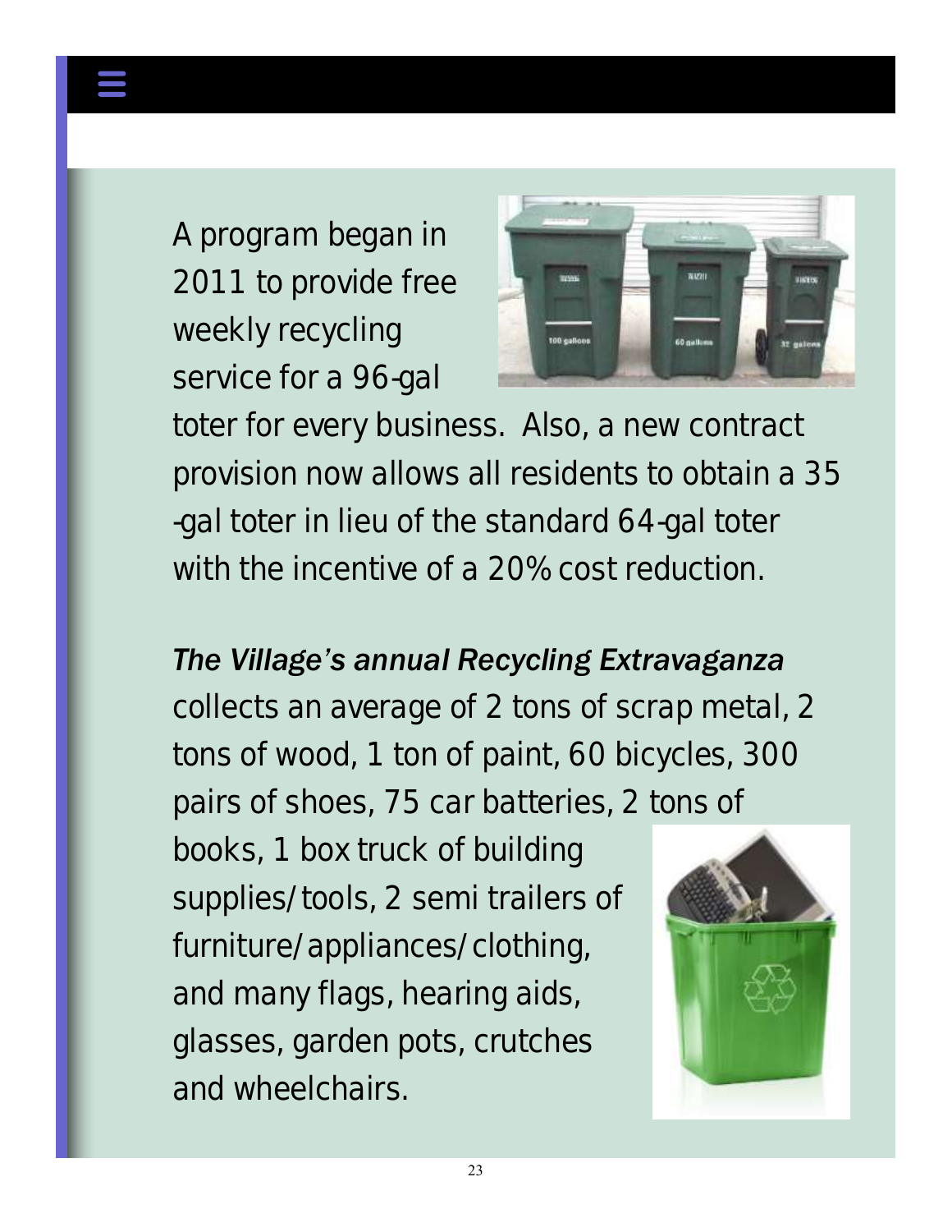A program began in 2011 to provide free weekly recycling service for a 96-gal toter for every business. Also, a new contract provision now allows all residents to obtain a 35-gal toter in lieu of the standard 64-gal toter with the incentive of a 20% cost reduction.

*The Village's annual Recycling Extravaganza* collects an average of 2 tons of scrap metal, 2 tons of wood, 1 ton of paint, 60 bicycles, 300 pairs of shoes, 75 car batteries, 2 tons of books, 1 box truck of building supplies/tools, 2 semi trailers of furniture/appliances/clothing, and many flags, hearing aids, glasses, garden pots, crutches and wheelchairs.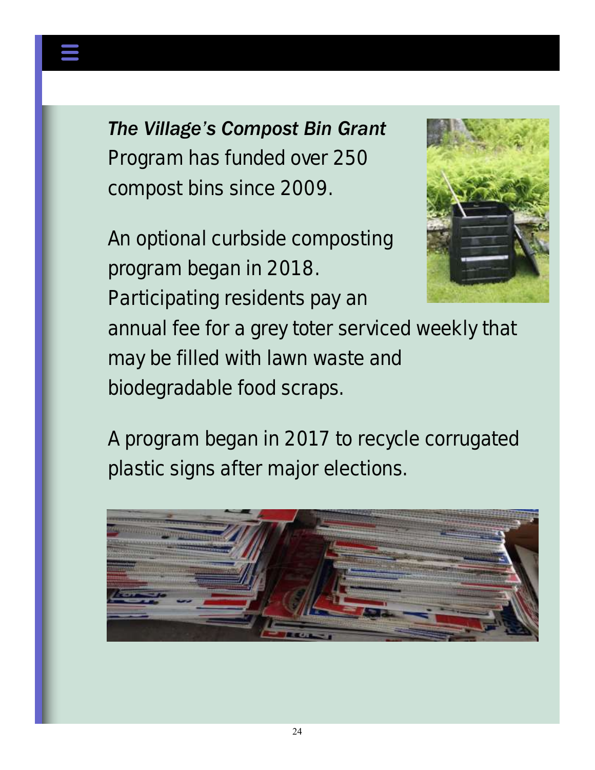*The Village's Compost Bin Grant* Program has funded over 250 compost bins since 2009.

An optional curbside composting program began in 2018. Participating residents pay an annual fee for a grey toter serviced weekly that may be filled with lawn waste and biodegradable food scraps.

A program began in 2017 to recycle corrugated plastic signs after major elections.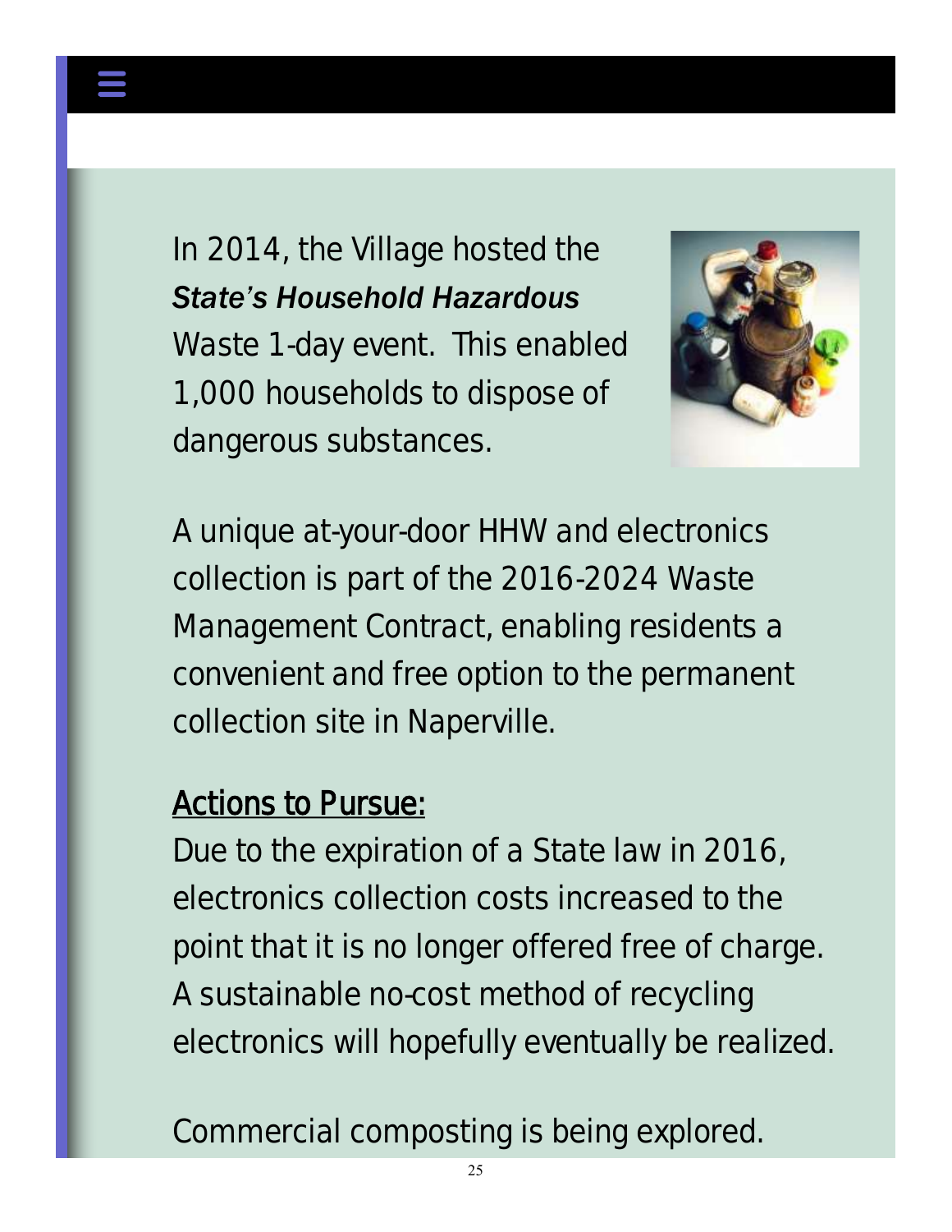In 2014, the Village hosted the ***State's Household Hazardous*** Waste 1-day event. This enabled 1,000 households to dispose of dangerous substances.

A unique at-your-door HHW and electronics collection is part of the 2016-2024 Waste Management Contract, enabling residents a convenient and free option to the permanent collection site in Naperville.

<u>Actions to Pursue:</u>

Due to the expiration of a State law in 2016, electronics collection costs increased to the point that it is no longer offered free of charge. A sustainable no-cost method of recycling electronics will hopefully eventually be realized.

Commercial composting is being explored.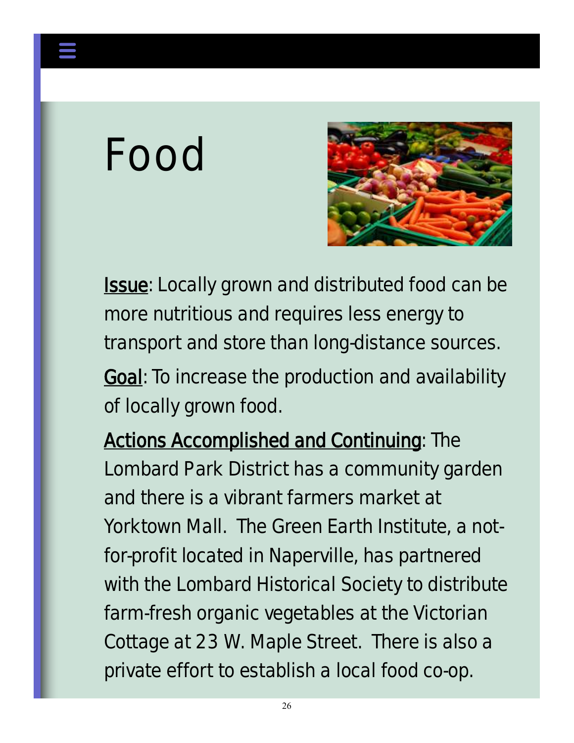# Food

Issue: Locally grown and distributed food can be more nutritious and requires less energy to transport and store than long-distance sources.

Goal: To increase the production and availability of locally grown food.

Actions Accomplished and Continuing: The Lombard Park District has a community garden and there is a vibrant farmers market at Yorktown Mall. The Green Earth Institute, a not-for-profit located in Naperville, has partnered with the Lombard Historical Society to distribute farm-fresh organic vegetables at the Victorian Cottage at 23 W. Maple Street. There is also a private effort to establish a local food co-op.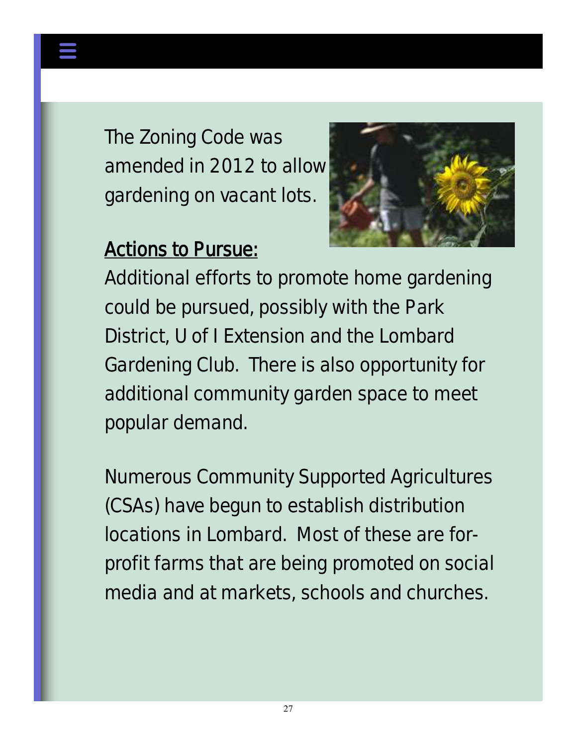The Zoning Code was amended in 2012 to allow gardening on vacant lots.

<u>Actions to Pursue:</u>

Additional efforts to promote home gardening could be pursued, possibly with the Park District, U of I Extension and the Lombard Gardening Club. There is also opportunity for additional community garden space to meet popular demand.

Numerous Community Supported Agricultures (CSAs) have begun to establish distribution locations in Lombard. Most of these are for-profit farms that are being promoted on social media and at markets, schools and churches.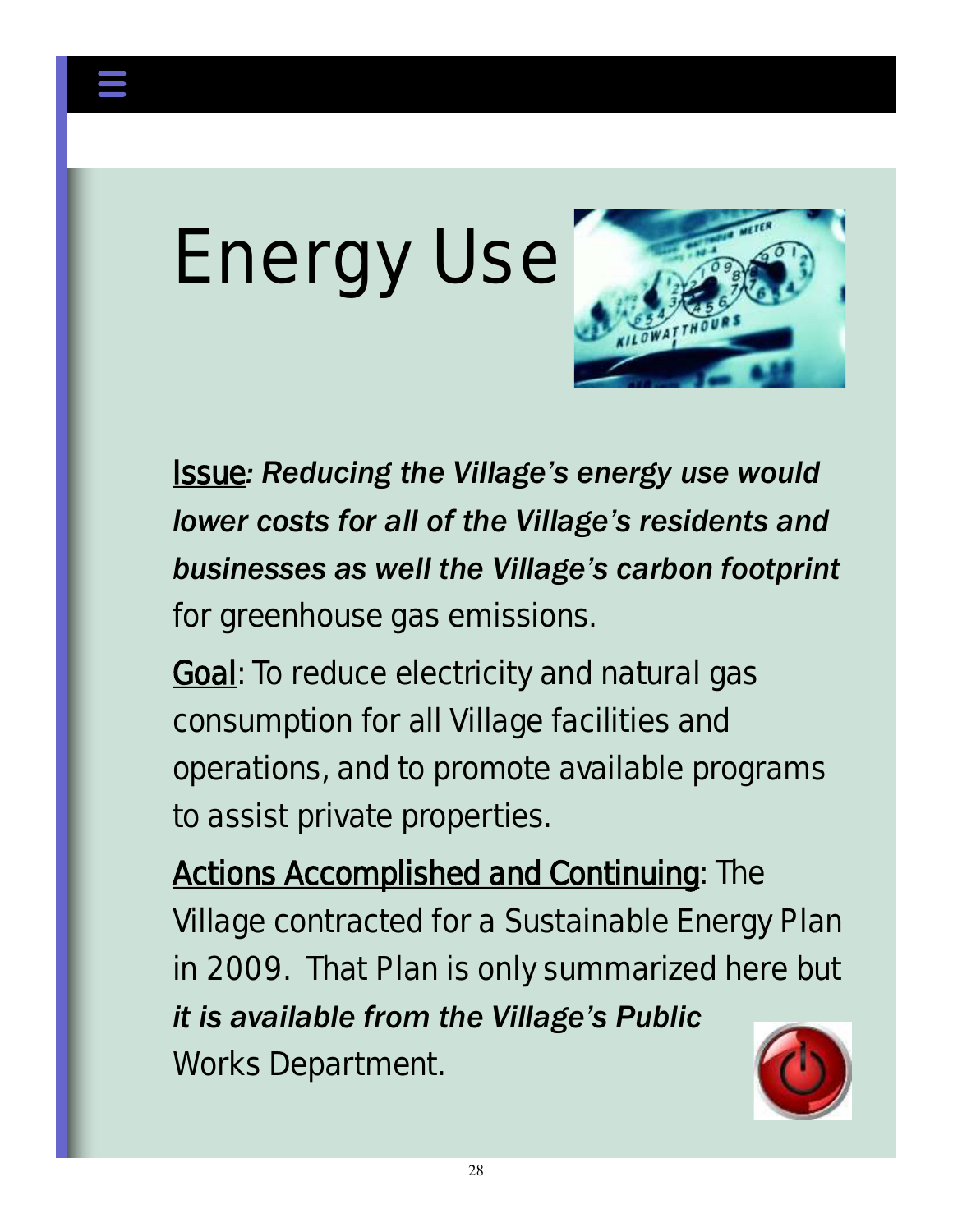# Energy Use

Issue: ***Reducing the Village's energy use would lower costs for all of the Village's residents and businesses as well the Village's carbon footprint*** for greenhouse gas emissions.

Goal: To reduce electricity and natural gas consumption for all Village facilities and operations, and to promote available programs to assist private properties.

Actions Accomplished and Continuing: The Village contracted for a Sustainable Energy Plan in 2009. That Plan is only summarized here but ***it is available from the Village's Public*** Works Department.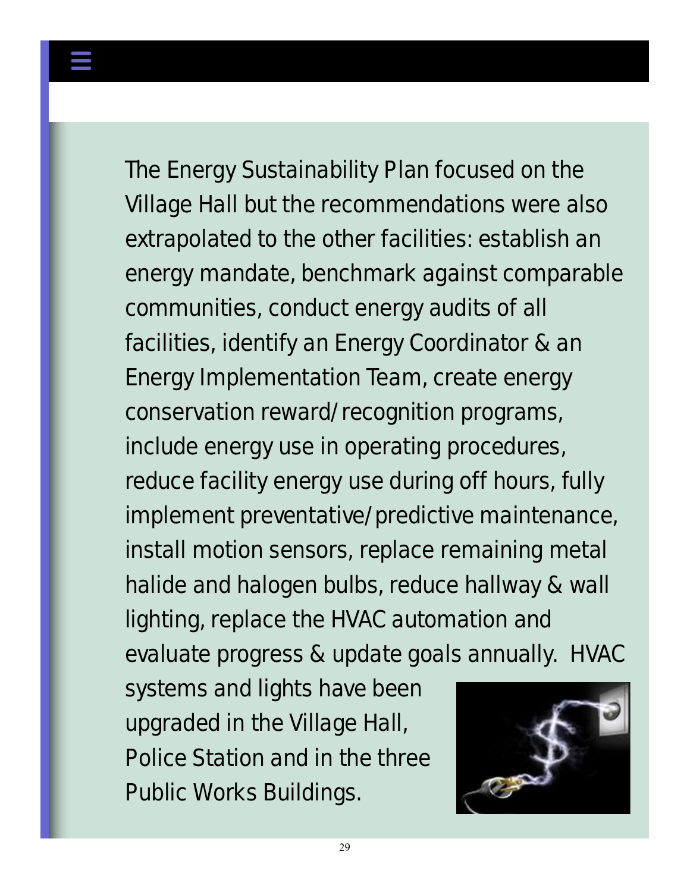The Energy Sustainability Plan focused on the Village Hall but the recommendations were also extrapolated to the other facilities: establish an energy mandate, benchmark against comparable communities, conduct energy audits of all facilities, identify an Energy Coordinator & an Energy Implementation Team, create energy conservation reward/recognition programs, include energy use in operating procedures, reduce facility energy use during off hours, fully implement preventative/predictive maintenance, install motion sensors, replace remaining metal halide and halogen bulbs, reduce hallway & wall lighting, replace the HVAC automation and evaluate progress & update goals annually. HVAC systems and lights have been upgraded in the Village Hall, Police Station and in the three Public Works Buildings.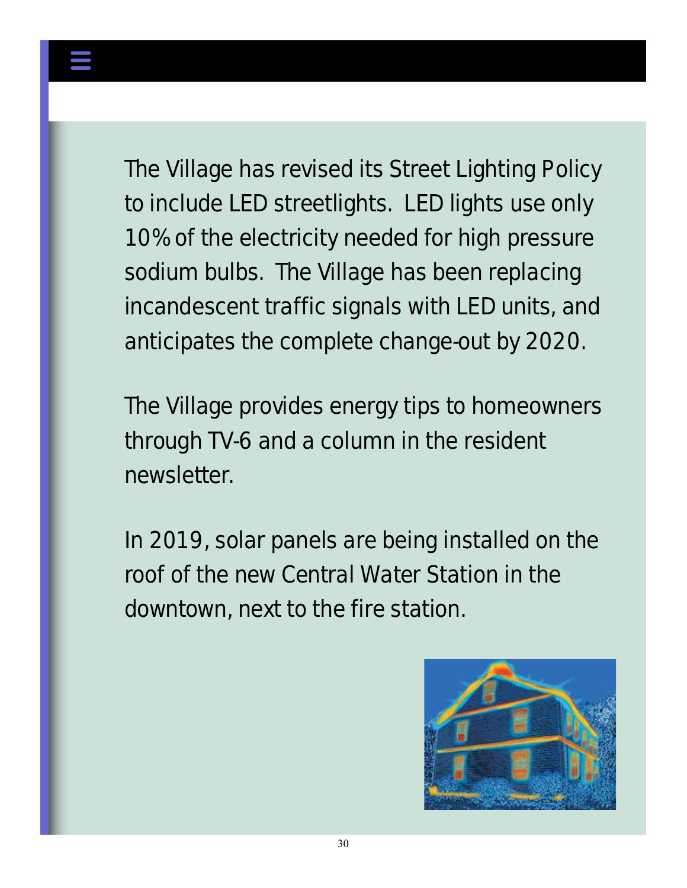The Village has revised its Street Lighting Policy to include LED streetlights. LED lights use only 10% of the electricity needed for high pressure sodium bulbs. The Village has been replacing incandescent traffic signals with LED units, and anticipates the complete change-out by 2020.

The Village provides energy tips to homeowners through TV-6 and a column in the resident newsletter.

In 2019, solar panels are being installed on the roof of the new Central Water Station in the downtown, next to the fire station.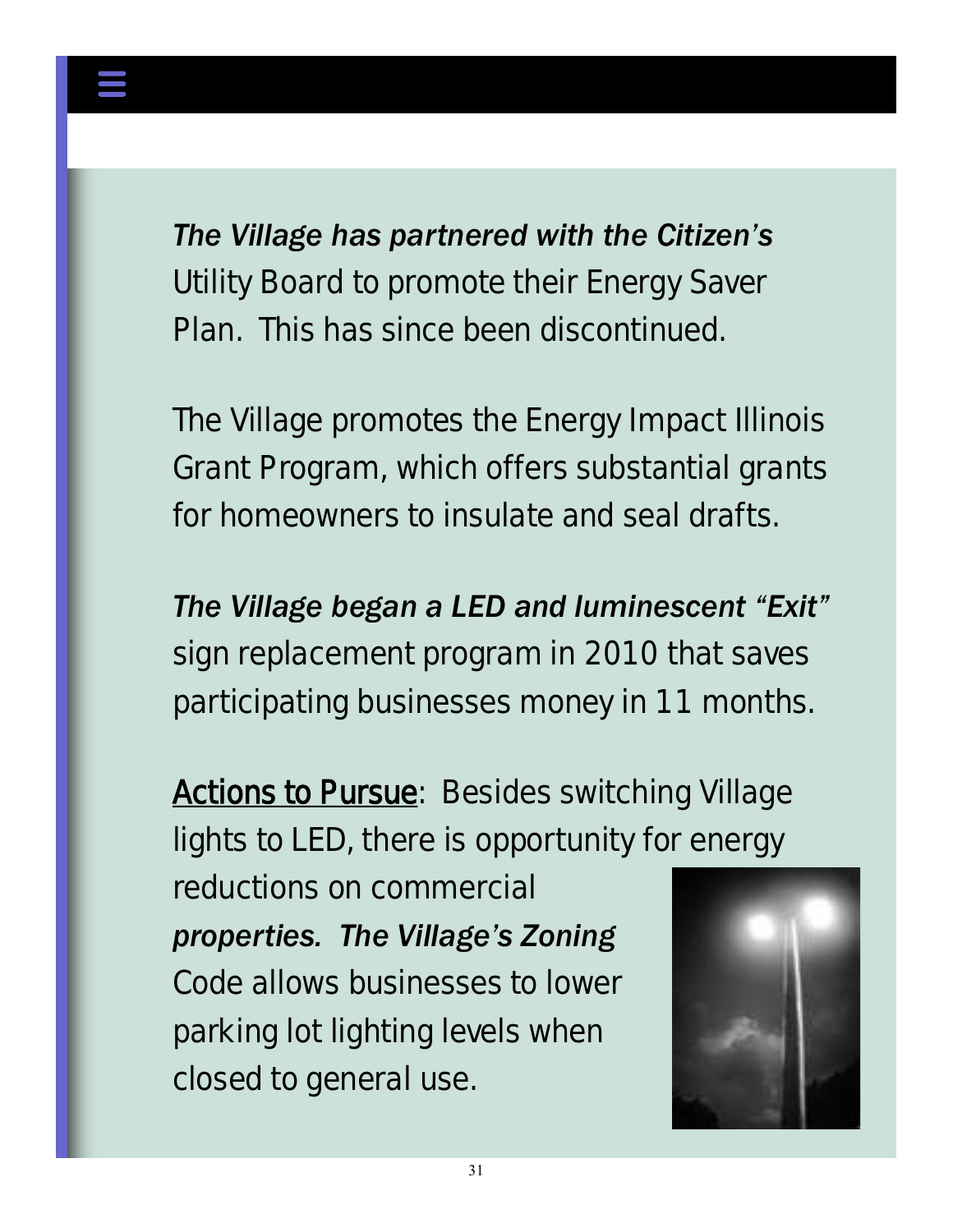*The Village has partnered with the Citizen's* Utility Board to promote their Energy Saver Plan. This has since been discontinued.

The Village promotes the Energy Impact Illinois Grant Program, which offers substantial grants for homeowners to insulate and seal drafts.

*The Village began a LED and luminescent "Exit"* sign replacement program in 2010 that saves participating businesses money in 11 months.

Actions to Pursue: Besides switching Village lights to LED, there is opportunity for energy reductions on commercial *properties. The Village's Zoning* Code allows businesses to lower parking lot lighting levels when closed to general use.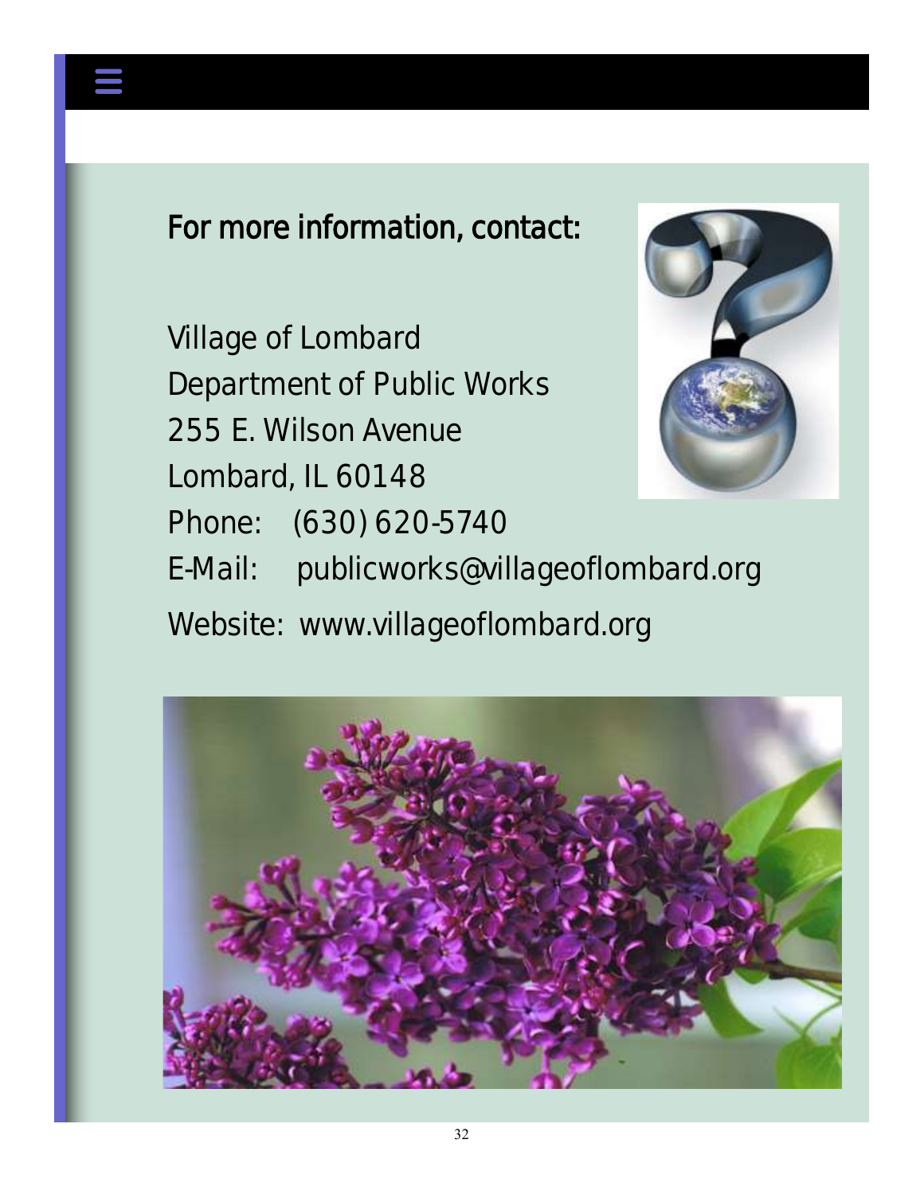## For more information, contact:

Village of Lombard
Department of Public Works
255 E. Wilson Avenue
Lombard, IL 60148
Phone: (630) 620-5740
E-Mail: publicworks@villageoflombard.org
Website: www.villageoflombard.org